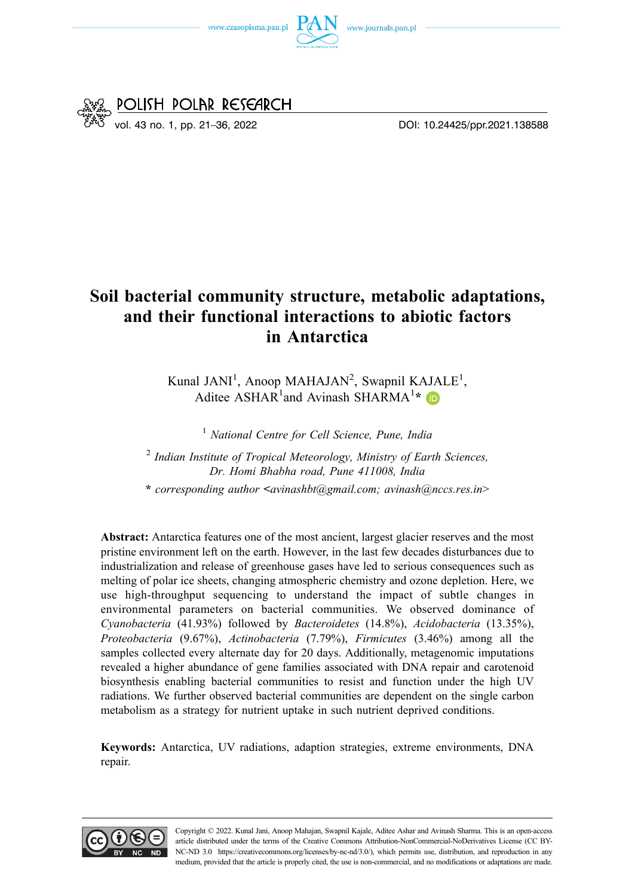# Soil bacterial community structure, metabolic adaptations, and their functional interactions to abiotic factors in Antarctica

Kunal JANI[1], Anoop MAHAJAN[2], Swapnil KAJALE[1], Aditee ASHAR[1] and Avinash SHARMA[1]*

[1] *National Centre for Cell Science, Pune, India*

[2] *Indian Institute of Tropical Meteorology, Ministry of Earth Sciences, Dr. Homi Bhabha road, Pune 411008, India*

\* *corresponding author <avinashbt@gmail.com; avinash@nccs.res.in>*

**Abstract:** Antarctica features one of the most ancient, largest glacier reserves and the most pristine environment left on the earth. However, in the last few decades disturbances due to industrialization and release of greenhouse gases have led to serious consequences such as melting of polar ice sheets, changing atmospheric chemistry and ozone depletion. Here, we use high-throughput sequencing to understand the impact of subtle changes in environmental parameters on bacterial communities. We observed dominance of *Cyanobacteria* (41.93%) followed by *Bacteroidetes* (14.8%), *Acidobacteria* (13.35%), *Proteobacteria* (9.67%), *Actinobacteria* (7.79%), *Firmicutes* (3.46%) among all the samples collected every alternate day for 20 days. Additionally, metagenomic imputations revealed a higher abundance of gene families associated with DNA repair and carotenoid biosynthesis enabling bacterial communities to resist and function under the high UV radiations. We further observed bacterial communities are dependent on the single carbon metabolism as a strategy for nutrient uptake in such nutrient deprived conditions.

**Keywords:** Antarctica, UV radiations, adaption strategies, extreme environments, DNA repair.

Copyright © 2022. Kunal Jani, Anoop Mahajan, Swapnil Kajale, Aditee Ashar and Avinash Sharma. This is an open-access article distributed under the terms of the Creative Commons Attribution-NonCommercial-NoDerivatives License (CC BY-NC-ND 3.0 https://creativecommons.org/licenses/by-nc-nd/3.0/), which permits use, distribution, and reproduction in any medium, provided that the article is properly cited, the use is non-commercial, and no modifications or adaptations are made.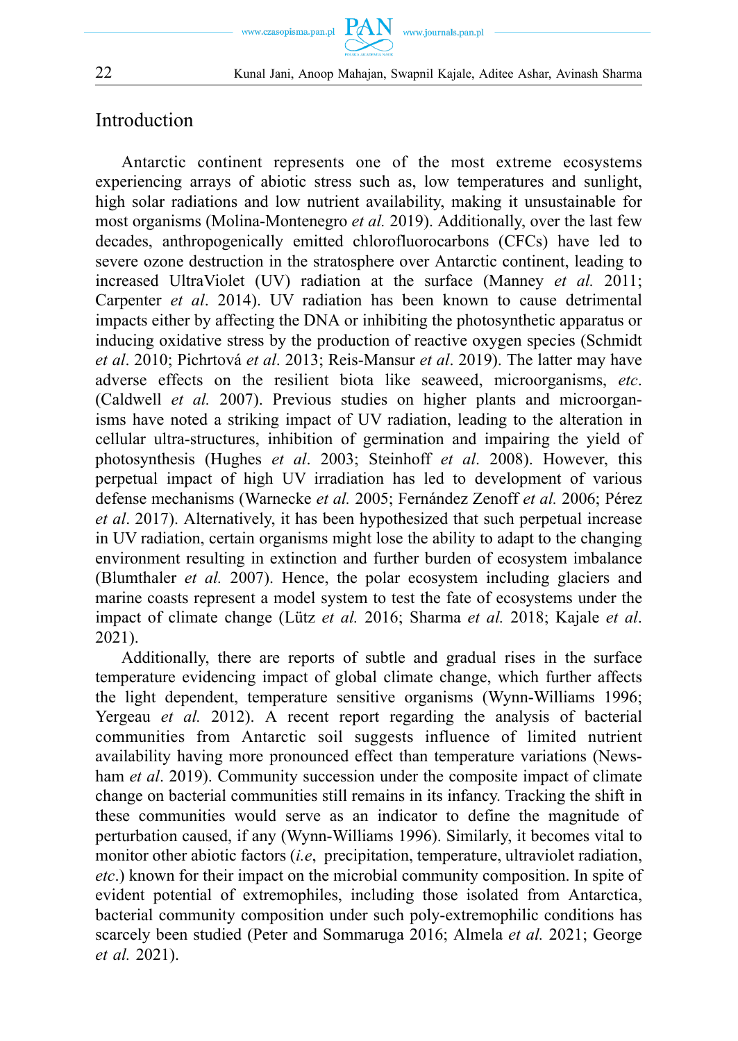## Introduction

Antarctic continent represents one of the most extreme ecosystems experiencing arrays of abiotic stress such as, low temperatures and sunlight, high solar radiations and low nutrient availability, making it unsustainable for most organisms (Molina-Montenegro *et al.* 2019). Additionally, over the last few decades, anthropogenically emitted chlorofluorocarbons (CFCs) have led to severe ozone destruction in the stratosphere over Antarctic continent, leading to increased UltraViolet (UV) radiation at the surface (Manney *et al.* 2011; Carpenter *et al*. 2014). UV radiation has been known to cause detrimental impacts either by affecting the DNA or inhibiting the photosynthetic apparatus or inducing oxidative stress by the production of reactive oxygen species (Schmidt *et al*. 2010; Pichrtová *et al*. 2013; Reis-Mansur *et al*. 2019). The latter may have adverse effects on the resilient biota like seaweed, microorganisms, *etc*. (Caldwell *et al.* 2007). Previous studies on higher plants and microorganisms have noted a striking impact of UV radiation, leading to the alteration in cellular ultra-structures, inhibition of germination and impairing the yield of photosynthesis (Hughes *et al*. 2003; Steinhoff *et al*. 2008). However, this perpetual impact of high UV irradiation has led to development of various defense mechanisms (Warnecke *et al.* 2005; Fernández Zenoff *et al.* 2006; Pérez *et al*. 2017). Alternatively, it has been hypothesized that such perpetual increase in UV radiation, certain organisms might lose the ability to adapt to the changing environment resulting in extinction and further burden of ecosystem imbalance (Blumthaler *et al.* 2007). Hence, the polar ecosystem including glaciers and marine coasts represent a model system to test the fate of ecosystems under the impact of climate change (Lütz *et al.* 2016; Sharma *et al.* 2018; Kajale *et al*. 2021).

Additionally, there are reports of subtle and gradual rises in the surface temperature evidencing impact of global climate change, which further affects the light dependent, temperature sensitive organisms (Wynn-Williams 1996; Yergeau *et al.* 2012). A recent report regarding the analysis of bacterial communities from Antarctic soil suggests influence of limited nutrient availability having more pronounced effect than temperature variations (Newsham *et al*. 2019). Community succession under the composite impact of climate change on bacterial communities still remains in its infancy. Tracking the shift in these communities would serve as an indicator to define the magnitude of perturbation caused, if any (Wynn-Williams 1996). Similarly, it becomes vital to monitor other abiotic factors (*i.e*, precipitation, temperature, ultraviolet radiation, *etc*.) known for their impact on the microbial community composition. In spite of evident potential of extremophiles, including those isolated from Antarctica, bacterial community composition under such poly-extremophilic conditions has scarcely been studied (Peter and Sommaruga 2016; Almela *et al.* 2021; George *et al.* 2021).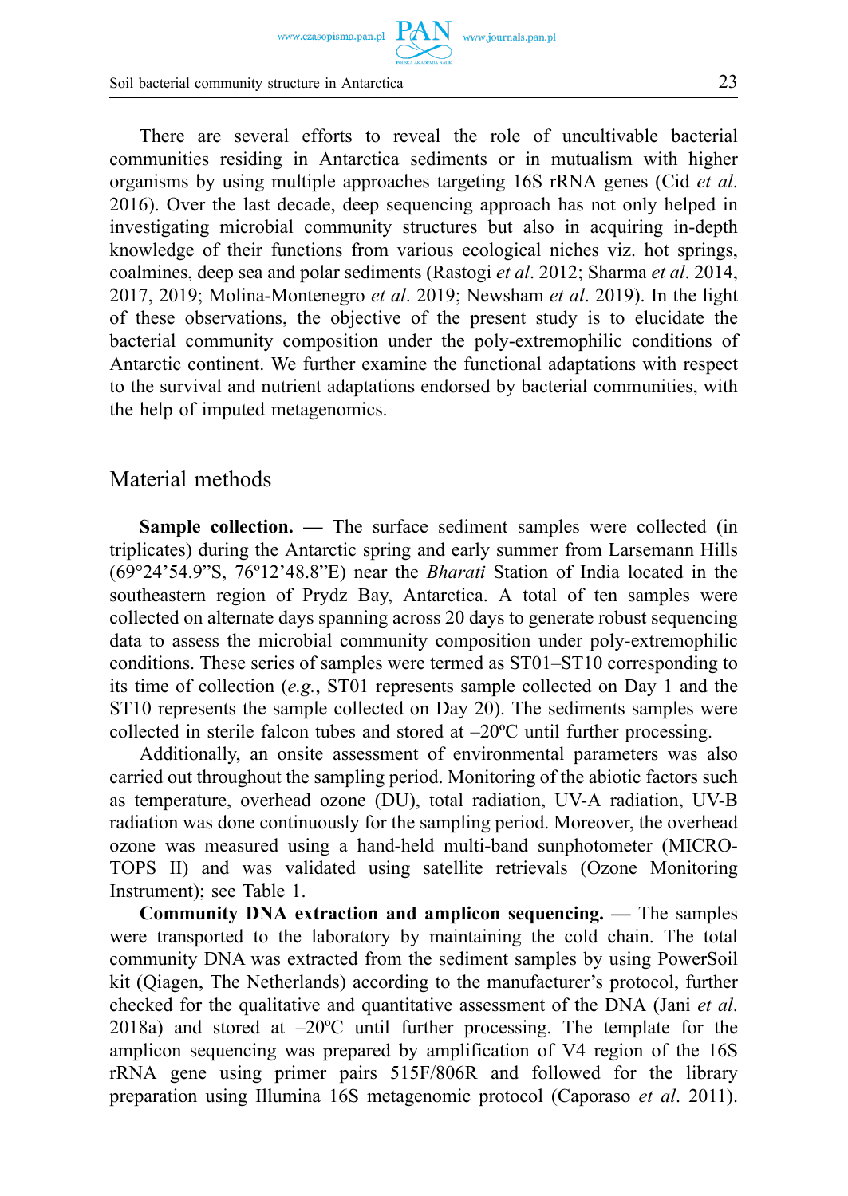There are several efforts to reveal the role of uncultivable bacterial communities residing in Antarctica sediments or in mutualism with higher organisms by using multiple approaches targeting 16S rRNA genes (Cid *et al*. 2016). Over the last decade, deep sequencing approach has not only helped in investigating microbial community structures but also in acquiring in-depth knowledge of their functions from various ecological niches viz. hot springs, coalmines, deep sea and polar sediments (Rastogi *et al*. 2012; Sharma *et al*. 2014, 2017, 2019; Molina-Montenegro *et al*. 2019; Newsham *et al*. 2019). In the light of these observations, the objective of the present study is to elucidate the bacterial community composition under the poly-extremophilic conditions of Antarctic continent. We further examine the functional adaptations with respect to the survival and nutrient adaptations endorsed by bacterial communities, with the help of imputed metagenomics.

## Material methods

**Sample collection. —** The surface sediment samples were collected (in triplicates) during the Antarctic spring and early summer from Larsemann Hills (69°24'54.9"S, 76º12'48.8"E) near the *Bharati* Station of India located in the southeastern region of Prydz Bay, Antarctica. A total of ten samples were collected on alternate days spanning across 20 days to generate robust sequencing data to assess the microbial community composition under poly-extremophilic conditions. These series of samples were termed as ST01–ST10 corresponding to its time of collection (*e.g.*, ST01 represents sample collected on Day 1 and the ST10 represents the sample collected on Day 20). The sediments samples were collected in sterile falcon tubes and stored at –20ºC until further processing.

Additionally, an onsite assessment of environmental parameters was also carried out throughout the sampling period. Monitoring of the abiotic factors such as temperature, overhead ozone (DU), total radiation, UV-A radiation, UV-B radiation was done continuously for the sampling period. Moreover, the overhead ozone was measured using a hand-held multi-band sunphotometer (MICRO-TOPS II) and was validated using satellite retrievals (Ozone Monitoring Instrument); see Table 1.

**Community DNA extraction and amplicon sequencing. —** The samples were transported to the laboratory by maintaining the cold chain. The total community DNA was extracted from the sediment samples by using PowerSoil kit (Qiagen, The Netherlands) according to the manufacturer's protocol, further checked for the qualitative and quantitative assessment of the DNA (Jani *et al*. 2018a) and stored at –20ºC until further processing. The template for the amplicon sequencing was prepared by amplification of V4 region of the 16S rRNA gene using primer pairs 515F/806R and followed for the library preparation using Illumina 16S metagenomic protocol (Caporaso *et al*. 2011).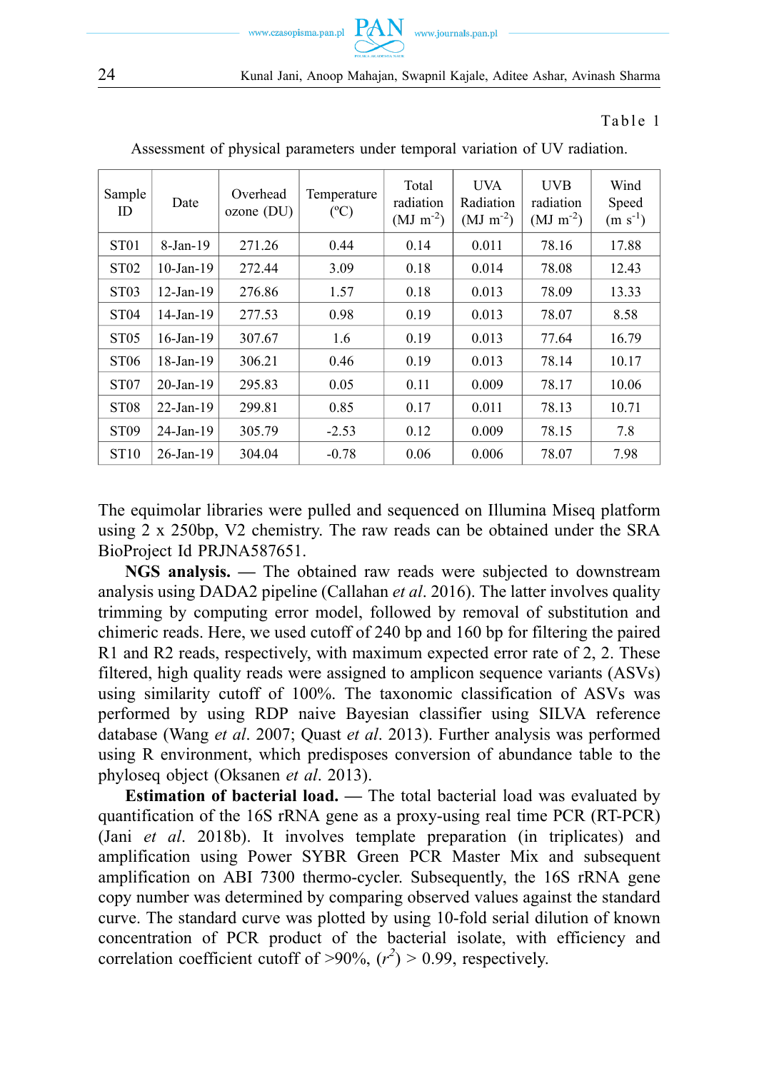Table 1

Assessment of physical parameters under temporal variation of UV radiation.

| Sample ID | Date | Overhead ozone (DU) | Temperature (ºC) | Total radiation (MJ $m^{-2}$) | UVA Radiation (MJ $m^{-2}$) | UVB radiation (MJ $m^{-2}$) | Wind Speed (m $s^{-1}$) |
|---|---|---|---|---|---|---|---|
| ST01 | 8-Jan-19 | 271.26 | 0.44 | 0.14 | 0.011 | 78.16 | 17.88 |
| ST02 | 10-Jan-19 | 272.44 | 3.09 | 0.18 | 0.014 | 78.08 | 12.43 |
| ST03 | 12-Jan-19 | 276.86 | 1.57 | 0.18 | 0.013 | 78.09 | 13.33 |
| ST04 | 14-Jan-19 | 277.53 | 0.98 | 0.19 | 0.013 | 78.07 | 8.58 |
| ST05 | 16-Jan-19 | 307.67 | 1.6 | 0.19 | 0.013 | 77.64 | 16.79 |
| ST06 | 18-Jan-19 | 306.21 | 0.46 | 0.19 | 0.013 | 78.14 | 10.17 |
| ST07 | 20-Jan-19 | 295.83 | 0.05 | 0.11 | 0.009 | 78.17 | 10.06 |
| ST08 | 22-Jan-19 | 299.81 | 0.85 | 0.17 | 0.011 | 78.13 | 10.71 |
| ST09 | 24-Jan-19 | 305.79 | -2.53 | 0.12 | 0.009 | 78.15 | 7.8 |
| ST10 | 26-Jan-19 | 304.04 | -0.78 | 0.06 | 0.006 | 78.07 | 7.98 |

The equimolar libraries were pulled and sequenced on Illumina Miseq platform using 2 x 250bp, V2 chemistry. The raw reads can be obtained under the SRA BioProject Id PRJNA587651.

**NGS analysis.** — The obtained raw reads were subjected to downstream analysis using DADA2 pipeline (Callahan *et al*. 2016). The latter involves quality trimming by computing error model, followed by removal of substitution and chimeric reads. Here, we used cutoff of 240 bp and 160 bp for filtering the paired R1 and R2 reads, respectively, with maximum expected error rate of 2, 2. These filtered, high quality reads were assigned to amplicon sequence variants (ASVs) using similarity cutoff of 100%. The taxonomic classification of ASVs was performed by using RDP naive Bayesian classifier using SILVA reference database (Wang *et al*. 2007; Quast *et al*. 2013). Further analysis was performed using R environment, which predisposes conversion of abundance table to the phyloseq object (Oksanen *et al*. 2013).

**Estimation of bacterial load.** — The total bacterial load was evaluated by quantification of the 16S rRNA gene as a proxy-using real time PCR (RT-PCR) (Jani *et al*. 2018b). It involves template preparation (in triplicates) and amplification using Power SYBR Green PCR Master Mix and subsequent amplification on ABI 7300 thermo-cycler. Subsequently, the 16S rRNA gene copy number was determined by comparing observed values against the standard curve. The standard curve was plotted by using 10-fold serial dilution of known concentration of PCR product of the bacterial isolate, with efficiency and correlation coefficient cutoff of >90%, ($r^2$) > 0.99, respectively.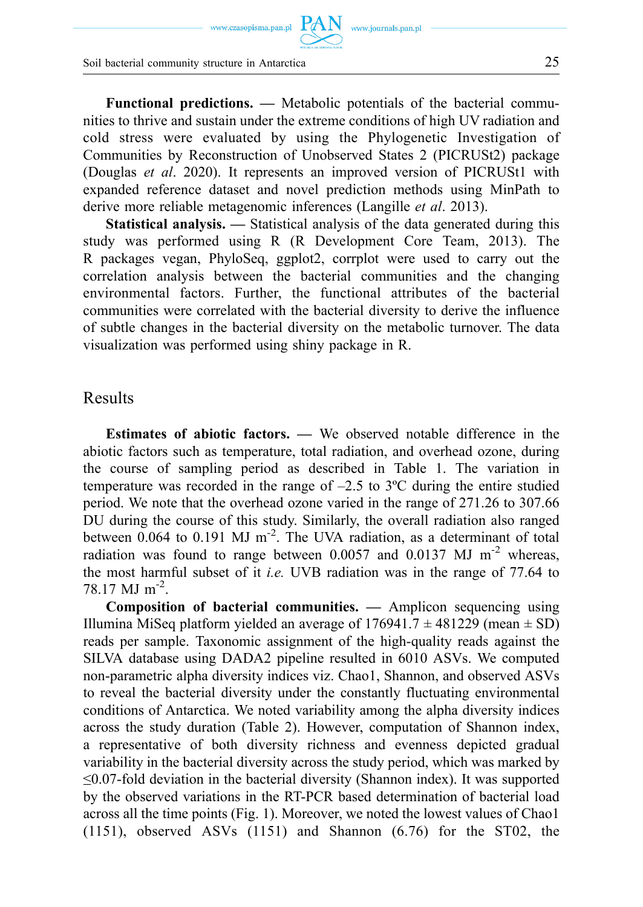**Functional predictions. —** Metabolic potentials of the bacterial communities to thrive and sustain under the extreme conditions of high UV radiation and cold stress were evaluated by using the Phylogenetic Investigation of Communities by Reconstruction of Unobserved States 2 (PICRUSt2) package (Douglas *et al*. 2020). It represents an improved version of PICRUSt1 with expanded reference dataset and novel prediction methods using MinPath to derive more reliable metagenomic inferences (Langille *et al*. 2013).

**Statistical analysis. —** Statistical analysis of the data generated during this study was performed using R (R Development Core Team, 2013). The R packages vegan, PhyloSeq, ggplot2, corrplot were used to carry out the correlation analysis between the bacterial communities and the changing environmental factors. Further, the functional attributes of the bacterial communities were correlated with the bacterial diversity to derive the influence of subtle changes in the bacterial diversity on the metabolic turnover. The data visualization was performed using shiny package in R.

## Results

**Estimates of abiotic factors. —** We observed notable difference in the abiotic factors such as temperature, total radiation, and overhead ozone, during the course of sampling period as described in Table 1. The variation in temperature was recorded in the range of –2.5 to 3ºC during the entire studied period. We note that the overhead ozone varied in the range of 271.26 to 307.66 DU during the course of this study. Similarly, the overall radiation also ranged between 0.064 to 0.191 MJ $m^{-2}$. The UVA radiation, as a determinant of total radiation was found to range between 0.0057 and 0.0137 MJ $m^{-2}$ whereas, the most harmful subset of it *i.e.* UVB radiation was in the range of 77.64 to 78.17 MJ $m^{-2}$.

**Composition of bacterial communities. —** Amplicon sequencing using Illumina MiSeq platform yielded an average of 176941.7 ± 481229 (mean ± SD) reads per sample. Taxonomic assignment of the high-quality reads against the SILVA database using DADA2 pipeline resulted in 6010 ASVs. We computed non-parametric alpha diversity indices viz. Chao1, Shannon, and observed ASVs to reveal the bacterial diversity under the constantly fluctuating environmental conditions of Antarctica. We noted variability among the alpha diversity indices across the study duration (Table 2). However, computation of Shannon index, a representative of both diversity richness and evenness depicted gradual variability in the bacterial diversity across the study period, which was marked by ≤0.07-fold deviation in the bacterial diversity (Shannon index). It was supported by the observed variations in the RT-PCR based determination of bacterial load across all the time points (Fig. 1). Moreover, we noted the lowest values of Chao1 (1151), observed ASVs (1151) and Shannon (6.76) for the ST02, the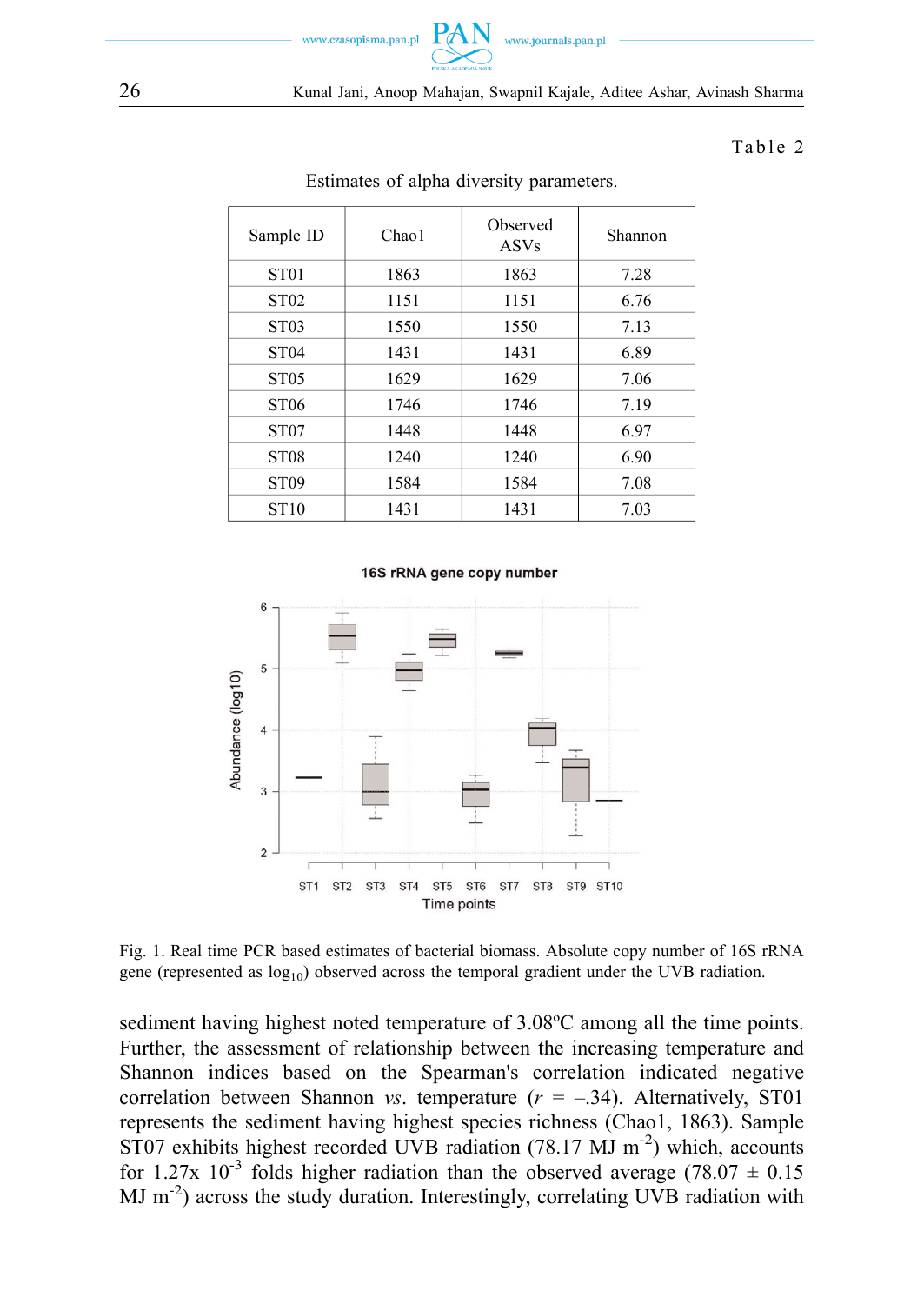Table 2

Estimates of alpha diversity parameters.

| Sample ID | Chao1 | Observed ASVs | Shannon |
|---|---|---|---|
| ST01 | 1863 | 1863 | 7.28 |
| ST02 | 1151 | 1151 | 6.76 |
| ST03 | 1550 | 1550 | 7.13 |
| ST04 | 1431 | 1431 | 6.89 |
| ST05 | 1629 | 1629 | 7.06 |
| ST06 | 1746 | 1746 | 7.19 |
| ST07 | 1448 | 1448 | 6.97 |
| ST08 | 1240 | 1240 | 6.90 |
| ST09 | 1584 | 1584 | 7.08 |
| ST10 | 1431 | 1431 | 7.03 |

Fig. 1. Real time PCR based estimates of bacterial biomass. Absolute copy number of 16S rRNA gene (represented as $log_{10}$) observed across the temporal gradient under the UVB radiation.

sediment having highest noted temperature of 3.08ºC among all the time points. Further, the assessment of relationship between the increasing temperature and Shannon indices based on the Spearman's correlation indicated negative correlation between Shannon *vs*. temperature ($r$ = –.34). Alternatively, ST01 represents the sediment having highest species richness (Chao1, 1863). Sample ST07 exhibits highest recorded UVB radiation (78.17 MJ $m^{-2}$) which, accounts for 1.27x $10^{-3}$ folds higher radiation than the observed average (78.07 ± 0.15 MJ $m^{-2}$) across the study duration. Interestingly, correlating UVB radiation with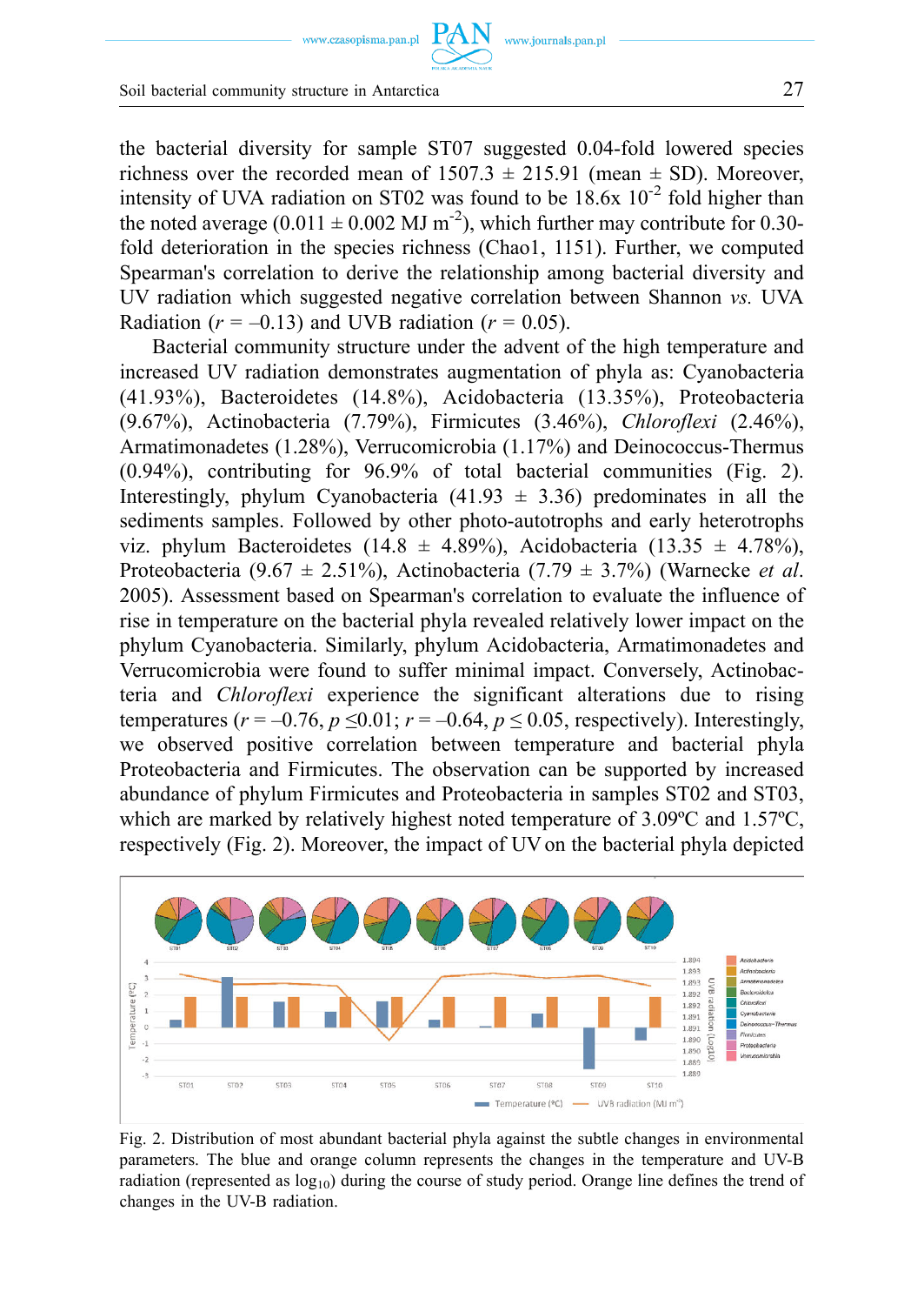the bacterial diversity for sample ST07 suggested 0.04-fold lowered species richness over the recorded mean of 1507.3 ± 215.91 (mean ± SD). Moreover, intensity of UVA radiation on ST02 was found to be 18.6x $10^{-2}$ fold higher than the noted average (0.011 ± 0.002 MJ $m^{-2}$), which further may contribute for 0.30-fold deterioration in the species richness (Chao1, 1151). Further, we computed Spearman's correlation to derive the relationship among bacterial diversity and UV radiation which suggested negative correlation between Shannon *vs.* UVA Radiation ($r$ = –0.13) and UVB radiation ($r$ = 0.05).

Bacterial community structure under the advent of the high temperature and increased UV radiation demonstrates augmentation of phyla as: Cyanobacteria (41.93%), Bacteroidetes (14.8%), Acidobacteria (13.35%), Proteobacteria (9.67%), Actinobacteria (7.79%), Firmicutes (3.46%), *Chloroflexi* (2.46%), Armatimonadetes (1.28%), Verrucomicrobia (1.17%) and Deinococcus-Thermus (0.94%), contributing for 96.9% of total bacterial communities (Fig. 2). Interestingly, phylum Cyanobacteria (41.93 ± 3.36) predominates in all the sediments samples. Followed by other photo-autotrophs and early heterotrophs viz. phylum Bacteroidetes (14.8 ± 4.89%), Acidobacteria (13.35 ± 4.78%), Proteobacteria (9.67 ± 2.51%), Actinobacteria (7.79 ± 3.7%) (Warnecke *et al.* 2005). Assessment based on Spearman's correlation to evaluate the influence of rise in temperature on the bacterial phyla revealed relatively lower impact on the phylum Cyanobacteria. Similarly, phylum Acidobacteria, Armatimonadetes and Verrucomicrobia were found to suffer minimal impact. Conversely, Actinobacteria and *Chloroflexi* experience the significant alterations due to rising temperatures ($r$ = –0.76, $p \leq 0.01$; $r$ = –0.64, $p \leq 0.05$, respectively). Interestingly, we observed positive correlation between temperature and bacterial phyla Proteobacteria and Firmicutes. The observation can be supported by increased abundance of phylum Firmicutes and Proteobacteria in samples ST02 and ST03, which are marked by relatively highest noted temperature of 3.09ºC and 1.57ºC, respectively (Fig. 2). Moreover, the impact of UV on the bacterial phyla depicted

Fig. 2. Distribution of most abundant bacterial phyla against the subtle changes in environmental parameters. The blue and orange column represents the changes in the temperature and UV-B radiation (represented as $\log_{10}$) during the course of study period. Orange line defines the trend of changes in the UV-B radiation.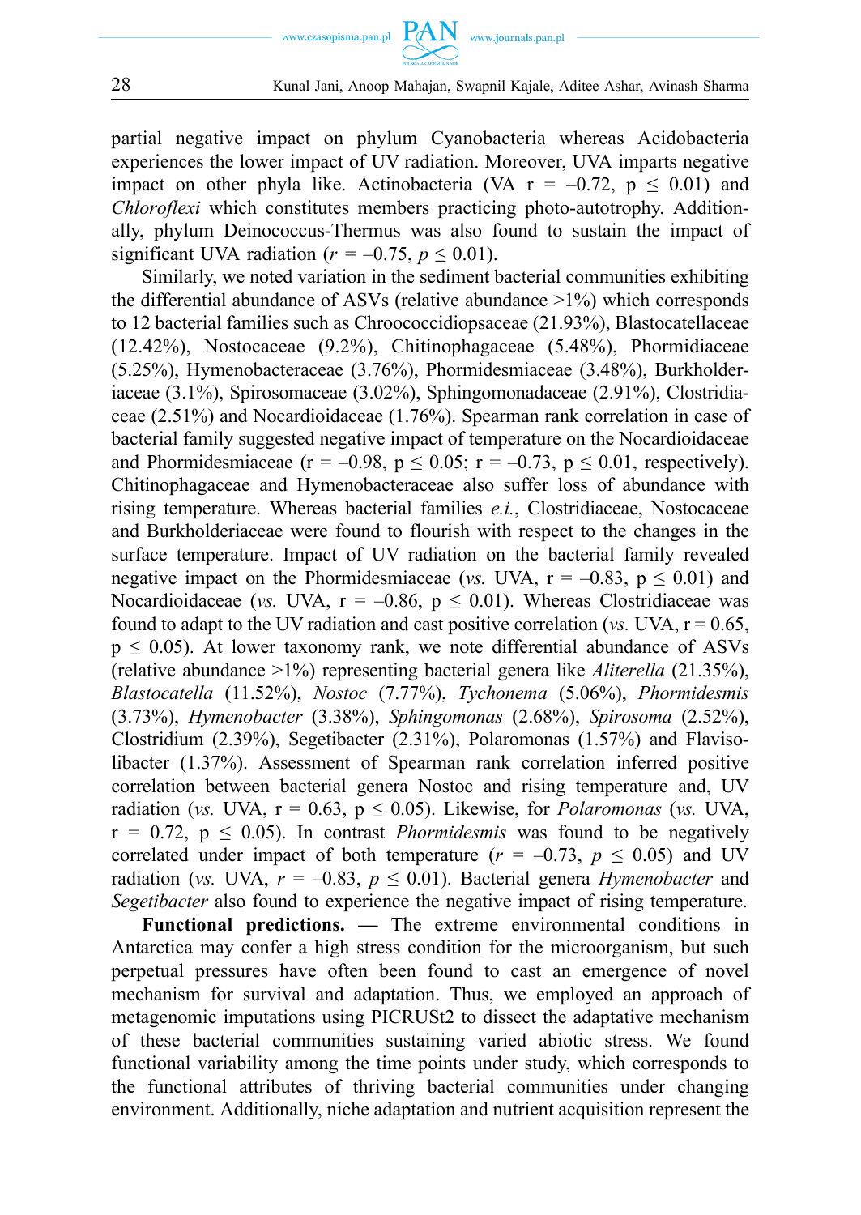partial negative impact on phylum Cyanobacteria whereas Acidobacteria experiences the lower impact of UV radiation. Moreover, UVA imparts negative impact on other phyla like. Actinobacteria (VA $r = -0.72$, $p \leq 0.01$) and *Chloroflexi* which constitutes members practicing photo-autotrophy. Additionally, phylum Deinococcus-Thermus was also found to sustain the impact of significant UVA radiation ($r = -0.75$, $p \leq 0.01$).

Similarly, we noted variation in the sediment bacterial communities exhibiting the differential abundance of ASVs (relative abundance >1%) which corresponds to 12 bacterial families such as Chroococcidiopsaceae (21.93%), Blastocatellaceae (12.42%), Nostocaceae (9.2%), Chitinophagaceae (5.48%), Phormidiaceae (5.25%), Hymenobacteraceae (3.76%), Phormidesmiaceae (3.48%), Burkholderiaceae (3.1%), Spirosomaceae (3.02%), Sphingomonadaceae (2.91%), Clostridiaceae (2.51%) and Nocardioidaceae (1.76%). Spearman rank correlation in case of bacterial family suggested negative impact of temperature on the Nocardioidaceae and Phormidesmiaceae ($r = -0.98$, $p \leq 0.05$; $r = -0.73$, $p \leq 0.01$, respectively). Chitinophagaceae and Hymenobacteraceae also suffer loss of abundance with rising temperature. Whereas bacterial families *e.i.*, Clostridiaceae, Nostocaceae and Burkholderiaceae were found to flourish with respect to the changes in the surface temperature. Impact of UV radiation on the bacterial family revealed negative impact on the Phormidesmiaceae (*vs.* UVA, $r = -0.83$, $p \leq 0.01$) and Nocardioidaceae (*vs.* UVA, $r = -0.86$, $p \leq 0.01$). Whereas Clostridiaceae was found to adapt to the UV radiation and cast positive correlation (*vs.* UVA, $r = 0.65$, $p \leq 0.05$). At lower taxonomy rank, we note differential abundance of ASVs (relative abundance >1%) representing bacterial genera like *Aliterella* (21.35%), *Blastocatella* (11.52%), *Nostoc* (7.77%), *Tychonema* (5.06%), *Phormidesmis* (3.73%), *Hymenobacter* (3.38%), *Sphingomonas* (2.68%), *Spirosoma* (2.52%), Clostridium (2.39%), Segetibacter (2.31%), Polaromonas (1.57%) and Flavisolibacter (1.37%). Assessment of Spearman rank correlation inferred positive correlation between bacterial genera Nostoc and rising temperature and, UV radiation (*vs.* UVA, $r = 0.63$, $p \leq 0.05$). Likewise, for *Polaromonas* (*vs.* UVA, $r = 0.72$, $p \leq 0.05$). In contrast *Phormidesmis* was found to be negatively correlated under impact of both temperature ($r = -0.73$, $p \leq 0.05$) and UV radiation (*vs.* UVA, $r = -0.83$, $p \leq 0.01$). Bacterial genera *Hymenobacter* and *Segetibacter* also found to experience the negative impact of rising temperature.

**Functional predictions. —** The extreme environmental conditions in Antarctica may confer a high stress condition for the microorganism, but such perpetual pressures have often been found to cast an emergence of novel mechanism for survival and adaptation. Thus, we employed an approach of metagenomic imputations using PICRUSt2 to dissect the adaptative mechanism of these bacterial communities sustaining varied abiotic stress. We found functional variability among the time points under study, which corresponds to the functional attributes of thriving bacterial communities under changing environment. Additionally, niche adaptation and nutrient acquisition represent the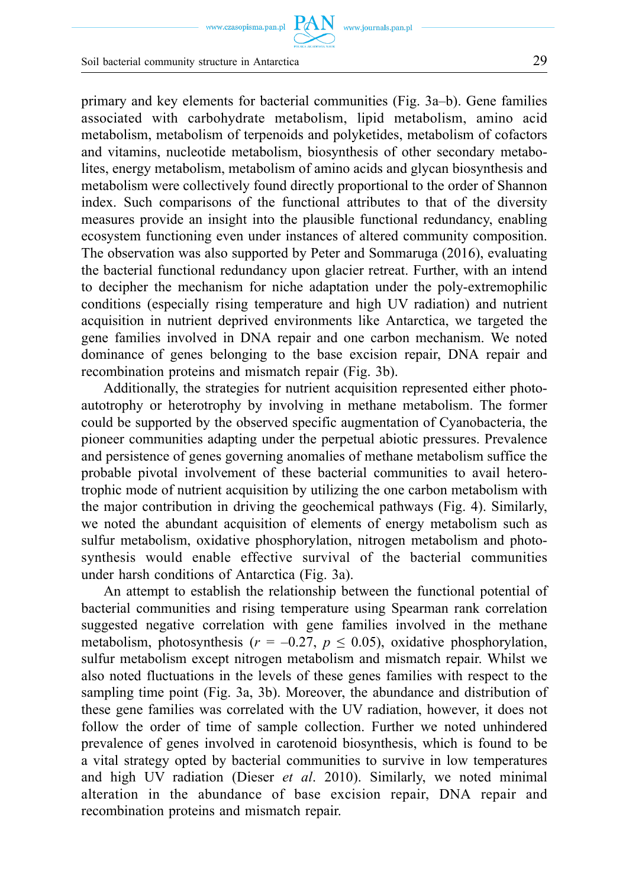primary and key elements for bacterial communities (Fig. 3a–b). Gene families associated with carbohydrate metabolism, lipid metabolism, amino acid metabolism, metabolism of terpenoids and polyketides, metabolism of cofactors and vitamins, nucleotide metabolism, biosynthesis of other secondary metabolites, energy metabolism, metabolism of amino acids and glycan biosynthesis and metabolism were collectively found directly proportional to the order of Shannon index. Such comparisons of the functional attributes to that of the diversity measures provide an insight into the plausible functional redundancy, enabling ecosystem functioning even under instances of altered community composition. The observation was also supported by Peter and Sommaruga (2016), evaluating the bacterial functional redundancy upon glacier retreat. Further, with an intend to decipher the mechanism for niche adaptation under the poly-extremophilic conditions (especially rising temperature and high UV radiation) and nutrient acquisition in nutrient deprived environments like Antarctica, we targeted the gene families involved in DNA repair and one carbon mechanism. We noted dominance of genes belonging to the base excision repair, DNA repair and recombination proteins and mismatch repair (Fig. 3b).

Additionally, the strategies for nutrient acquisition represented either photoautotrophy or heterotrophy by involving in methane metabolism. The former could be supported by the observed specific augmentation of Cyanobacteria, the pioneer communities adapting under the perpetual abiotic pressures. Prevalence and persistence of genes governing anomalies of methane metabolism suffice the probable pivotal involvement of these bacterial communities to avail heterotrophic mode of nutrient acquisition by utilizing the one carbon metabolism with the major contribution in driving the geochemical pathways (Fig. 4). Similarly, we noted the abundant acquisition of elements of energy metabolism such as sulfur metabolism, oxidative phosphorylation, nitrogen metabolism and photosynthesis would enable effective survival of the bacterial communities under harsh conditions of Antarctica (Fig. 3a).

An attempt to establish the relationship between the functional potential of bacterial communities and rising temperature using Spearman rank correlation suggested negative correlation with gene families involved in the methane metabolism, photosynthesis ($r = -0.27$, $p \leq 0.05$), oxidative phosphorylation, sulfur metabolism except nitrogen metabolism and mismatch repair. Whilst we also noted fluctuations in the levels of these genes families with respect to the sampling time point (Fig. 3a, 3b). Moreover, the abundance and distribution of these gene families was correlated with the UV radiation, however, it does not follow the order of time of sample collection. Further we noted unhindered prevalence of genes involved in carotenoid biosynthesis, which is found to be a vital strategy opted by bacterial communities to survive in low temperatures and high UV radiation (Dieser *et al*. 2010). Similarly, we noted minimal alteration in the abundance of base excision repair, DNA repair and recombination proteins and mismatch repair.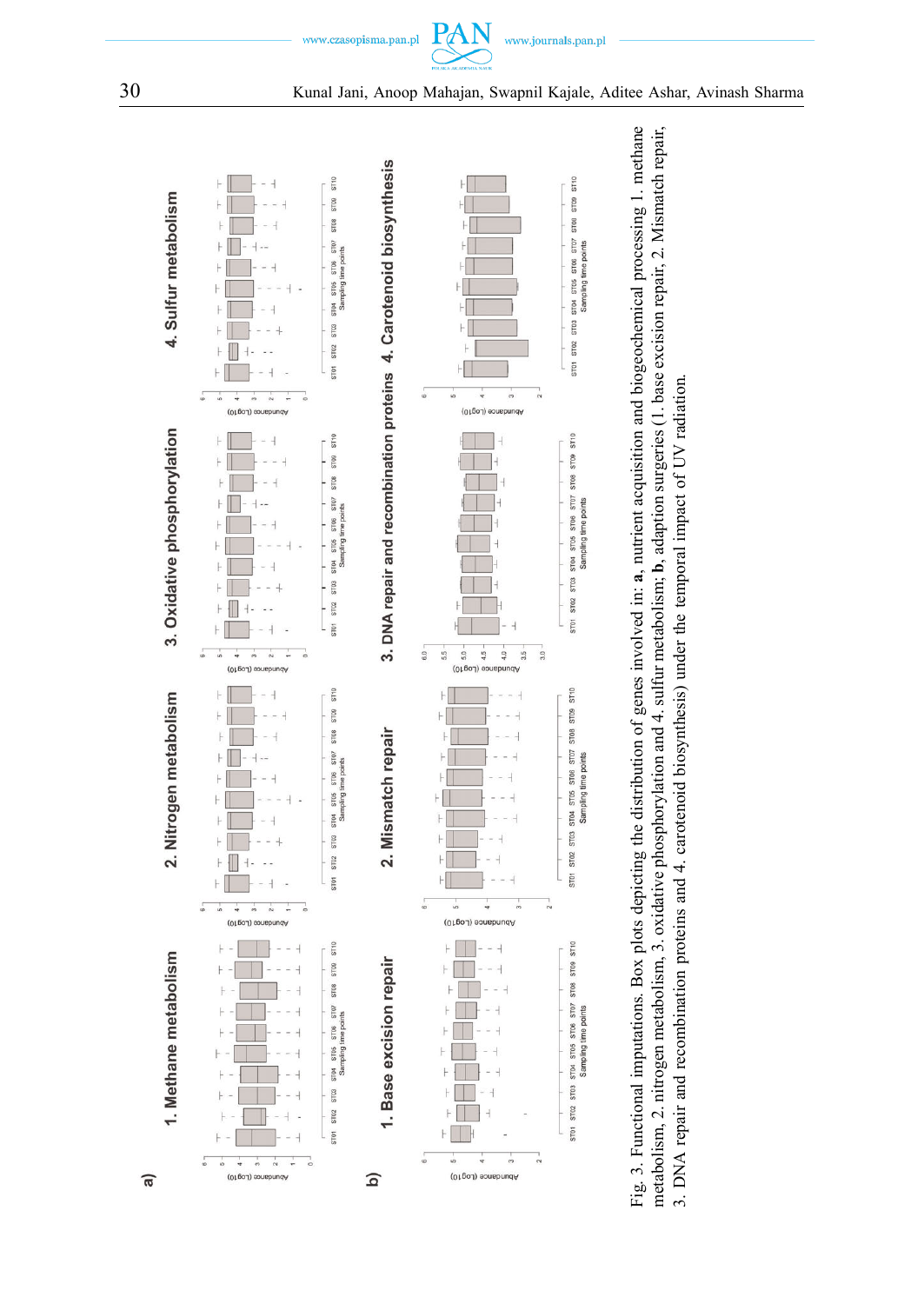Fig. 3. Functional imputations. Box plots depicting the distribution of genes involved in: **a**, nutrient acquisition and biogeochemical processing 1. methane metabolism, 2. nitrogen metabolism, 3. oxidative phosphorylation and 4. sulfur metabolism; **b**, adaption surgeries (1. base excision repair, 2. Mismatch repair, 3. DNA repair and recombination proteins and 4. carotenoid biosynthesis) under the temporal impact of UV radiation.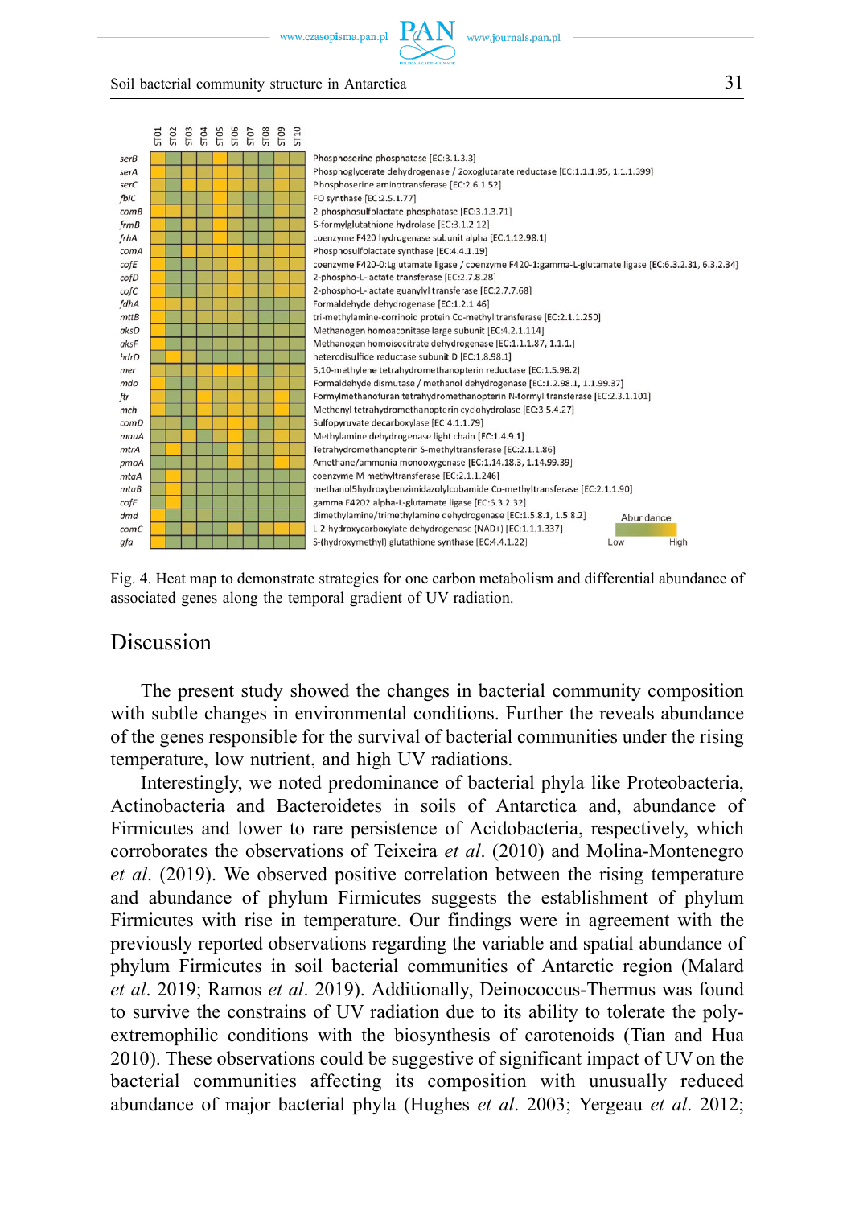Fig. 4. Heat map to demonstrate strategies for one carbon metabolism and differential abundance of associated genes along the temporal gradient of UV radiation.

## Discussion

The present study showed the changes in bacterial community composition with subtle changes in environmental conditions. Further the reveals abundance of the genes responsible for the survival of bacterial communities under the rising temperature, low nutrient, and high UV radiations.

Interestingly, we noted predominance of bacterial phyla like Proteobacteria, Actinobacteria and Bacteroidetes in soils of Antarctica and, abundance of Firmicutes and lower to rare persistence of Acidobacteria, respectively, which corroborates the observations of Teixeira *et al*. (2010) and Molina-Montenegro *et al*. (2019). We observed positive correlation between the rising temperature and abundance of phylum Firmicutes suggests the establishment of phylum Firmicutes with rise in temperature. Our findings were in agreement with the previously reported observations regarding the variable and spatial abundance of phylum Firmicutes in soil bacterial communities of Antarctic region (Malard *et al*. 2019; Ramos *et al*. 2019). Additionally, Deinococcus-Thermus was found to survive the constrains of UV radiation due to its ability to tolerate the poly-extremophilic conditions with the biosynthesis of carotenoids (Tian and Hua 2010). These observations could be suggestive of significant impact of UV on the bacterial communities affecting its composition with unusually reduced abundance of major bacterial phyla (Hughes *et al*. 2003; Yergeau *et al*. 2012;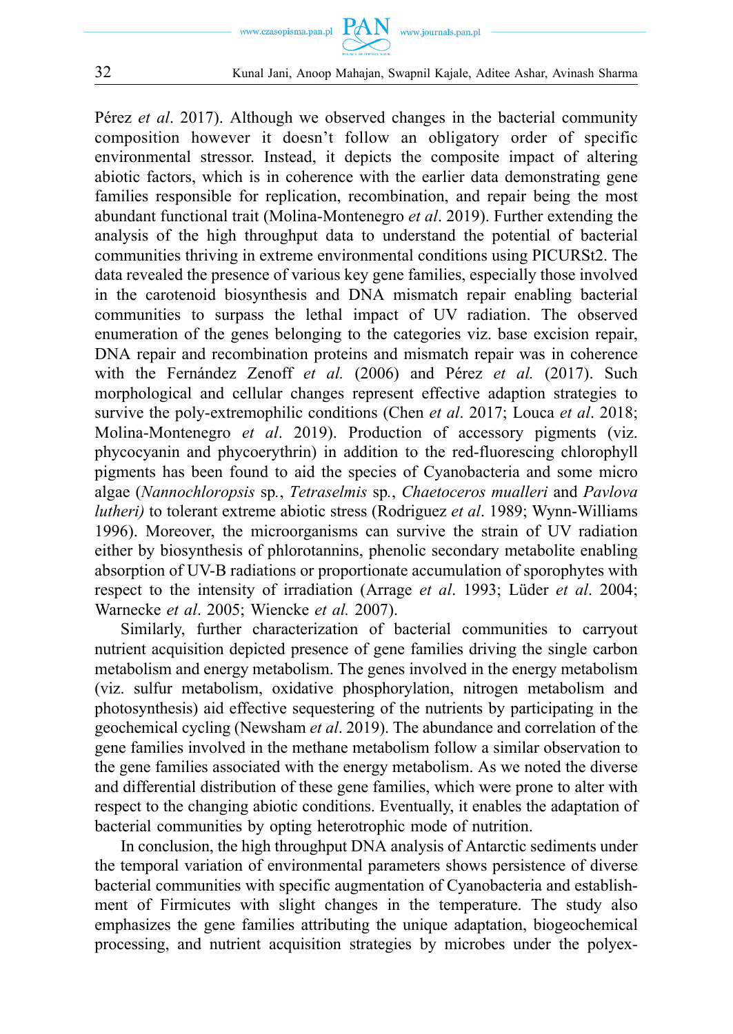Pérez *et al*. 2017). Although we observed changes in the bacterial community composition however it doesn't follow an obligatory order of specific environmental stressor. Instead, it depicts the composite impact of altering abiotic factors, which is in coherence with the earlier data demonstrating gene families responsible for replication, recombination, and repair being the most abundant functional trait (Molina-Montenegro *et al*. 2019). Further extending the analysis of the high throughput data to understand the potential of bacterial communities thriving in extreme environmental conditions using PICURSt2. The data revealed the presence of various key gene families, especially those involved in the carotenoid biosynthesis and DNA mismatch repair enabling bacterial communities to surpass the lethal impact of UV radiation. The observed enumeration of the genes belonging to the categories viz. base excision repair, DNA repair and recombination proteins and mismatch repair was in coherence with the Fernández Zenoff *et al.* (2006) and Pérez *et al.* (2017). Such morphological and cellular changes represent effective adaption strategies to survive the poly-extremophilic conditions (Chen *et al*. 2017; Louca *et al*. 2018; Molina-Montenegro *et al*. 2019). Production of accessory pigments (viz. phycocyanin and phycoerythrin) in addition to the red-fluorescing chlorophyll pigments has been found to aid the species of Cyanobacteria and some micro algae (*Nannochloropsis* sp., *Tetraselmis* sp., *Chaetoceros mualleri* and *Pavlova lutheri)* to tolerant extreme abiotic stress (Rodriguez *et al*. 1989; Wynn-Williams 1996). Moreover, the microorganisms can survive the strain of UV radiation either by biosynthesis of phlorotannins, phenolic secondary metabolite enabling absorption of UV-B radiations or proportionate accumulation of sporophytes with respect to the intensity of irradiation (Arrage *et al*. 1993; Lüder *et al*. 2004; Warnecke *et al*. 2005; Wiencke *et al.* 2007).

Similarly, further characterization of bacterial communities to carryout nutrient acquisition depicted presence of gene families driving the single carbon metabolism and energy metabolism. The genes involved in the energy metabolism (viz. sulfur metabolism, oxidative phosphorylation, nitrogen metabolism and photosynthesis) aid effective sequestering of the nutrients by participating in the geochemical cycling (Newsham *et al*. 2019). The abundance and correlation of the gene families involved in the methane metabolism follow a similar observation to the gene families associated with the energy metabolism. As we noted the diverse and differential distribution of these gene families, which were prone to alter with respect to the changing abiotic conditions. Eventually, it enables the adaptation of bacterial communities by opting heterotrophic mode of nutrition.

In conclusion, the high throughput DNA analysis of Antarctic sediments under the temporal variation of environmental parameters shows persistence of diverse bacterial communities with specific augmentation of Cyanobacteria and establishment of Firmicutes with slight changes in the temperature. The study also emphasizes the gene families attributing the unique adaptation, biogeochemical processing, and nutrient acquisition strategies by microbes under the polyex-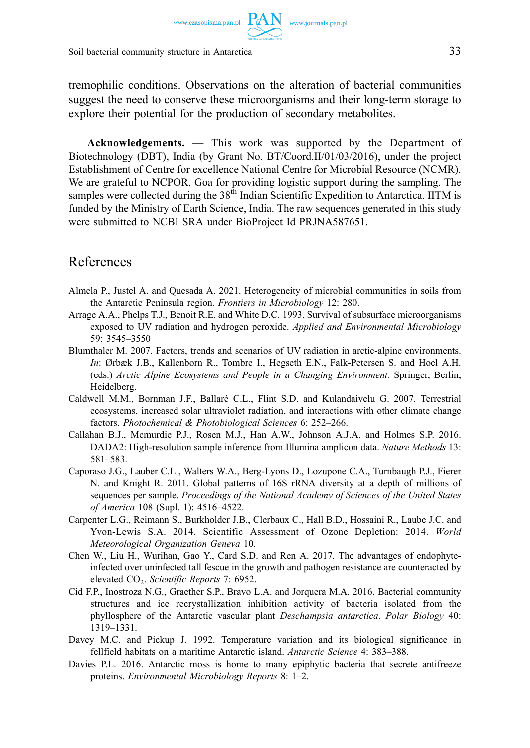tremophilic conditions. Observations on the alteration of bacterial communities suggest the need to conserve these microorganisms and their long-term storage to explore their potential for the production of secondary metabolites.

**Acknowledgements. —** This work was supported by the Department of Biotechnology (DBT), India (by Grant No. BT/Coord.II/01/03/2016), under the project Establishment of Centre for excellence National Centre for Microbial Resource (NCMR). We are grateful to NCPOR, Goa for providing logistic support during the sampling. The samples were collected during the 38th Indian Scientific Expedition to Antarctica. IITM is funded by the Ministry of Earth Science, India. The raw sequences generated in this study were submitted to NCBI SRA under BioProject Id PRJNA587651.

## References

Almela P., Justel A. and Quesada A. 2021. Heterogeneity of microbial communities in soils from the Antarctic Peninsula region. *Frontiers in Microbiology* 12: 280.

Arrage A.A., Phelps T.J., Benoit R.E. and White D.C. 1993. Survival of subsurface microorganisms exposed to UV radiation and hydrogen peroxide. *Applied and Environmental Microbiology* 59: 3545–3550

Blumthaler M. 2007. Factors, trends and scenarios of UV radiation in arctic-alpine environments. *In*: Ørbæk J.B., Kallenborn R., Tombre I., Hegseth E.N., Falk-Petersen S. and Hoel A.H. (eds.) *Arctic Alpine Ecosystems and People in a Changing Environment.* Springer, Berlin, Heidelberg.

Caldwell M.M., Bornman J.F., Ballaré C.L., Flint S.D. and Kulandaivelu G. 2007. Terrestrial ecosystems, increased solar ultraviolet radiation, and interactions with other climate change factors. *Photochemical & Photobiological Sciences* 6: 252–266.

Callahan B.J., Mcmurdie P.J., Rosen M.J., Han A.W., Johnson A.J.A. and Holmes S.P. 2016. DADA2: High-resolution sample inference from Illumina amplicon data. *Nature Methods* 13: 581–583.

Caporaso J.G., Lauber C.L., Walters W.A., Berg-Lyons D., Lozupone C.A., Turnbaugh P.J., Fierer N. and Knight R. 2011. Global patterns of 16S rRNA diversity at a depth of millions of sequences per sample. *Proceedings of the National Academy of Sciences of the United States of America* 108 (Supl. 1): 4516–4522.

Carpenter L.G., Reimann S., Burkholder J.B., Clerbaux C., Hall B.D., Hossaini R., Laube J.C. and Yvon-Lewis S.A. 2014. Scientific Assessment of Ozone Depletion: 2014. *World Meteorological Organization Geneva* 10.

Chen W., Liu H., Wurihan, Gao Y., Card S.D. and Ren A. 2017. The advantages of endophyte-infected over uninfected tall fescue in the growth and pathogen resistance are counteracted by elevated $CO_2$. *Scientific Reports* 7: 6952.

Cid F.P., Inostroza N.G., Graether S.P., Bravo L.A. and Jorquera M.A. 2016. Bacterial community structures and ice recrystallization inhibition activity of bacteria isolated from the phyllosphere of the Antarctic vascular plant *Deschampsia antarctica*. *Polar Biology* 40: 1319–1331.

Davey M.C. and Pickup J. 1992. Temperature variation and its biological significance in fellfield habitats on a maritime Antarctic island. *Antarctic Science* 4: 383–388.

Davies P.L. 2016. Antarctic moss is home to many epiphytic bacteria that secrete antifreeze proteins. *Environmental Microbiology Reports* 8: 1–2.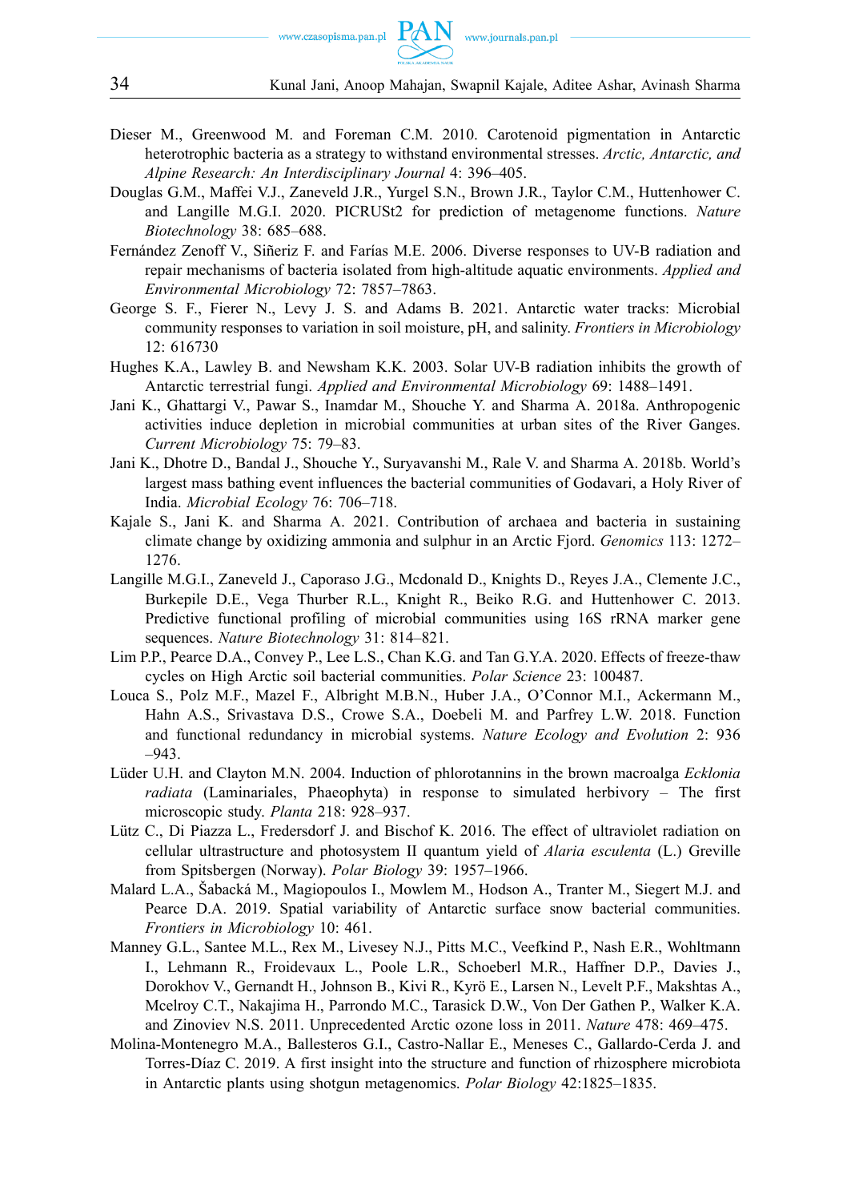Dieser M., Greenwood M. and Foreman C.M. 2010. Carotenoid pigmentation in Antarctic heterotrophic bacteria as a strategy to withstand environmental stresses. *Arctic, Antarctic, and Alpine Research: An Interdisciplinary Journal* 4: 396–405.

Douglas G.M., Maffei V.J., Zaneveld J.R., Yurgel S.N., Brown J.R., Taylor C.M., Huttenhower C. and Langille M.G.I. 2020. PICRUSt2 for prediction of metagenome functions. *Nature Biotechnology* 38: 685–688.

Fernández Zenoff V., Siñeriz F. and Farías M.E. 2006. Diverse responses to UV-B radiation and repair mechanisms of bacteria isolated from high-altitude aquatic environments. *Applied and Environmental Microbiology* 72: 7857–7863.

George S. F., Fierer N., Levy J. S. and Adams B. 2021. Antarctic water tracks: Microbial community responses to variation in soil moisture, pH, and salinity. *Frontiers in Microbiology* 12: 616730

Hughes K.A., Lawley B. and Newsham K.K. 2003. Solar UV-B radiation inhibits the growth of Antarctic terrestrial fungi. *Applied and Environmental Microbiology* 69: 1488–1491.

Jani K., Ghattargi V., Pawar S., Inamdar M., Shouche Y. and Sharma A. 2018a. Anthropogenic activities induce depletion in microbial communities at urban sites of the River Ganges. *Current Microbiology* 75: 79–83.

Jani K., Dhotre D., Bandal J., Shouche Y., Suryavanshi M., Rale V. and Sharma A. 2018b. World's largest mass bathing event influences the bacterial communities of Godavari, a Holy River of India. *Microbial Ecology* 76: 706–718.

Kajale S., Jani K. and Sharma A. 2021. Contribution of archaea and bacteria in sustaining climate change by oxidizing ammonia and sulphur in an Arctic Fjord. *Genomics* 113: 1272–1276.

Langille M.G.I., Zaneveld J., Caporaso J.G., Mcdonald D., Knights D., Reyes J.A., Clemente J.C., Burkepile D.E., Vega Thurber R.L., Knight R., Beiko R.G. and Huttenhower C. 2013. Predictive functional profiling of microbial communities using 16S rRNA marker gene sequences. *Nature Biotechnology* 31: 814–821.

Lim P.P., Pearce D.A., Convey P., Lee L.S., Chan K.G. and Tan G.Y.A. 2020. Effects of freeze-thaw cycles on High Arctic soil bacterial communities. *Polar Science* 23: 100487.

Louca S., Polz M.F., Mazel F., Albright M.B.N., Huber J.A., O'Connor M.I., Ackermann M., Hahn A.S., Srivastava D.S., Crowe S.A., Doebeli M. and Parfrey L.W. 2018. Function and functional redundancy in microbial systems. *Nature Ecology and Evolution* 2: 936–943.

Lüder U.H. and Clayton M.N. 2004. Induction of phlorotannins in the brown macroalga *Ecklonia radiata* (Laminariales, Phaeophyta) in response to simulated herbivory – The first microscopic study. *Planta* 218: 928–937.

Lütz C., Di Piazza L., Fredersdorf J. and Bischof K. 2016. The effect of ultraviolet radiation on cellular ultrastructure and photosystem II quantum yield of *Alaria esculenta* (L.) Greville from Spitsbergen (Norway). *Polar Biology* 39: 1957–1966.

Malard L.A., Šabacká M., Magiopoulos I., Mowlem M., Hodson A., Tranter M., Siegert M.J. and Pearce D.A. 2019. Spatial variability of Antarctic surface snow bacterial communities. *Frontiers in Microbiology* 10: 461.

Manney G.L., Santee M.L., Rex M., Livesey N.J., Pitts M.C., Veefkind P., Nash E.R., Wohltmann I., Lehmann R., Froidevaux L., Poole L.R., Schoeberl M.R., Haffner D.P., Davies J., Dorokhov V., Gernandt H., Johnson B., Kivi R., Kyrö E., Larsen N., Levelt P.F., Makshtas A., Mcelroy C.T., Nakajima H., Parrondo M.C., Tarasick D.W., Von Der Gathen P., Walker K.A. and Zinoviev N.S. 2011. Unprecedented Arctic ozone loss in 2011. *Nature* 478: 469–475.

Molina-Montenegro M.A., Ballesteros G.I., Castro-Nallar E., Meneses C., Gallardo-Cerda J. and Torres-Díaz C. 2019. A first insight into the structure and function of rhizosphere microbiota in Antarctic plants using shotgun metagenomics. *Polar Biology* 42:1825–1835.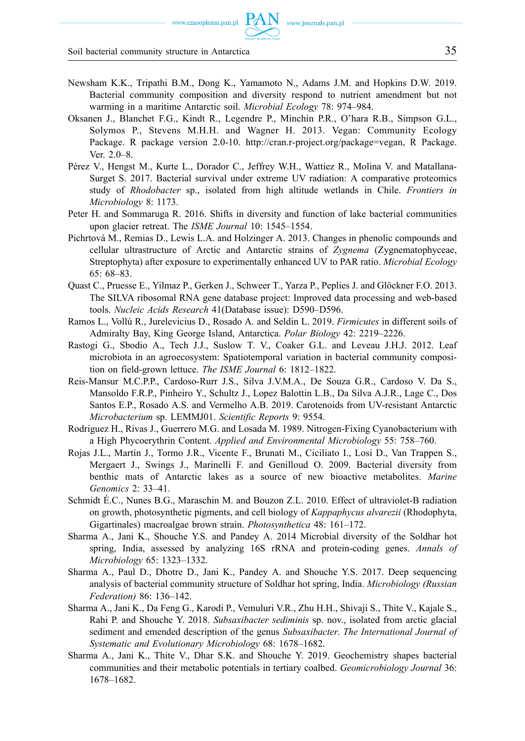Newsham K.K., Tripathi B.M., Dong K., Yamamoto N., Adams J.M. and Hopkins D.W. 2019. Bacterial community composition and diversity respond to nutrient amendment but not warming in a maritime Antarctic soil. *Microbial Ecology* 78: 974–984.

Oksanen J., Blanchet F.G., Kindt R., Legendre P., Minchin P.R., O'hara R.B., Simpson G.L., Solymos P., Stevens M.H.H. and Wagner H. 2013. Vegan: Community Ecology Package. R package version 2.0-10. http://cran.r-project.org/package=vegan, R Package. Ver. 2.0–8.

Pérez V., Hengst M., Kurte L., Dorador C., Jeffrey W.H., Wattiez R., Molina V. and Matallana-Surget S. 2017. Bacterial survival under extreme UV radiation: A comparative proteomics study of *Rhodobacter* sp., isolated from high altitude wetlands in Chile. *Frontiers in Microbiology* 8: 1173.

Peter H. and Sommaruga R. 2016. Shifts in diversity and function of lake bacterial communities upon glacier retreat. The *ISME Journal* 10: 1545–1554.

Pichrtová M., Remias D., Lewis L.A. and Holzinger A. 2013. Changes in phenolic compounds and cellular ultrastructure of Arctic and Antarctic strains of *Zygnema* (Zygnematophyceae, Streptophyta) after exposure to experimentally enhanced UV to PAR ratio. *Microbial Ecology* 65: 68–83.

Quast C., Pruesse E., Yilmaz P., Gerken J., Schweer T., Yarza P., Peplies J. and Glöckner F.O. 2013. The SILVA ribosomal RNA gene database project: Improved data processing and web-based tools. *Nucleic Acids Research* 41(Database issue): D590–D596.

Ramos L., Vollú R., Jurelevicius D., Rosado A. and Seldin L. 2019. *Firmicutes* in different soils of Admiralty Bay, King George Island, Antarctica. *Polar Biology* 42: 2219–2226.

Rastogi G., Sbodio A., Tech J.J., Suslow T. V., Coaker G.L. and Leveau J.H.J. 2012. Leaf microbiota in an agroecosystem: Spatiotemporal variation in bacterial community composition on field-grown lettuce. *The ISME Journal* 6: 1812–1822.

Reis-Mansur M.C.P.P., Cardoso-Rurr J.S., Silva J.V.M.A., De Souza G.R., Cardoso V. Da S., Mansoldo F.R.P., Pinheiro Y., Schultz J., Lopez Balottin L.B., Da Silva A.J.R., Lage C., Dos Santos E.P., Rosado A.S. and Vermelho A.B. 2019. Carotenoids from UV-resistant Antarctic *Microbacterium* sp. LEMMJ01. *Scientific Reports* 9: 9554.

Rodriguez H., Rivas J., Guerrero M.G. and Losada M. 1989. Nitrogen-Fixing Cyanobacterium with a High Phycoerythrin Content. *Applied and Environmental Microbiology* 55: 758–760.

Rojas J.L., Martín J., Tormo J.R., Vicente F., Brunati M., Ciciliato I., Losi D., Van Trappen S., Mergaert J., Swings J., Marinelli F. and Genilloud O. 2009. Bacterial diversity from benthic mats of Antarctic lakes as a source of new bioactive metabolites. *Marine Genomics* 2: 33–41.

Schmidt É.C., Nunes B.G., Maraschin M. and Bouzon Z.L. 2010. Effect of ultraviolet-B radiation on growth, photosynthetic pigments, and cell biology of *Kappaphycus alvarezii* (Rhodophyta, Gigartinales) macroalgae brown strain. *Photosynthetica* 48: 161–172.

Sharma A., Jani K., Shouche Y.S. and Pandey A. 2014 Microbial diversity of the Soldhar hot spring, India, assessed by analyzing 16S rRNA and protein-coding genes. *Annals of Microbiology* 65: 1323–1332.

Sharma A., Paul D., Dhotre D., Jani K., Pandey A. and Shouche Y.S. 2017. Deep sequencing analysis of bacterial community structure of Soldhar hot spring, India. *Microbiology (Russian Federation)* 86: 136–142.

Sharma A., Jani K., Da Feng G., Karodi P., Vemuluri V.R., Zhu H.H., Shivaji S., Thite V., Kajale S., Rahi P. and Shouche Y. 2018. *Subsaxibacter sediminis* sp. nov., isolated from arctic glacial sediment and emended description of the genus *Subsaxibacter*. *The International Journal of Systematic and Evolutionary Microbiology* 68: 1678–1682.

Sharma A., Jani K., Thite V., Dhar S.K. and Shouche Y. 2019. Geochemistry shapes bacterial communities and their metabolic potentials in tertiary coalbed. *Geomicrobiology Journal* 36: 1678–1682.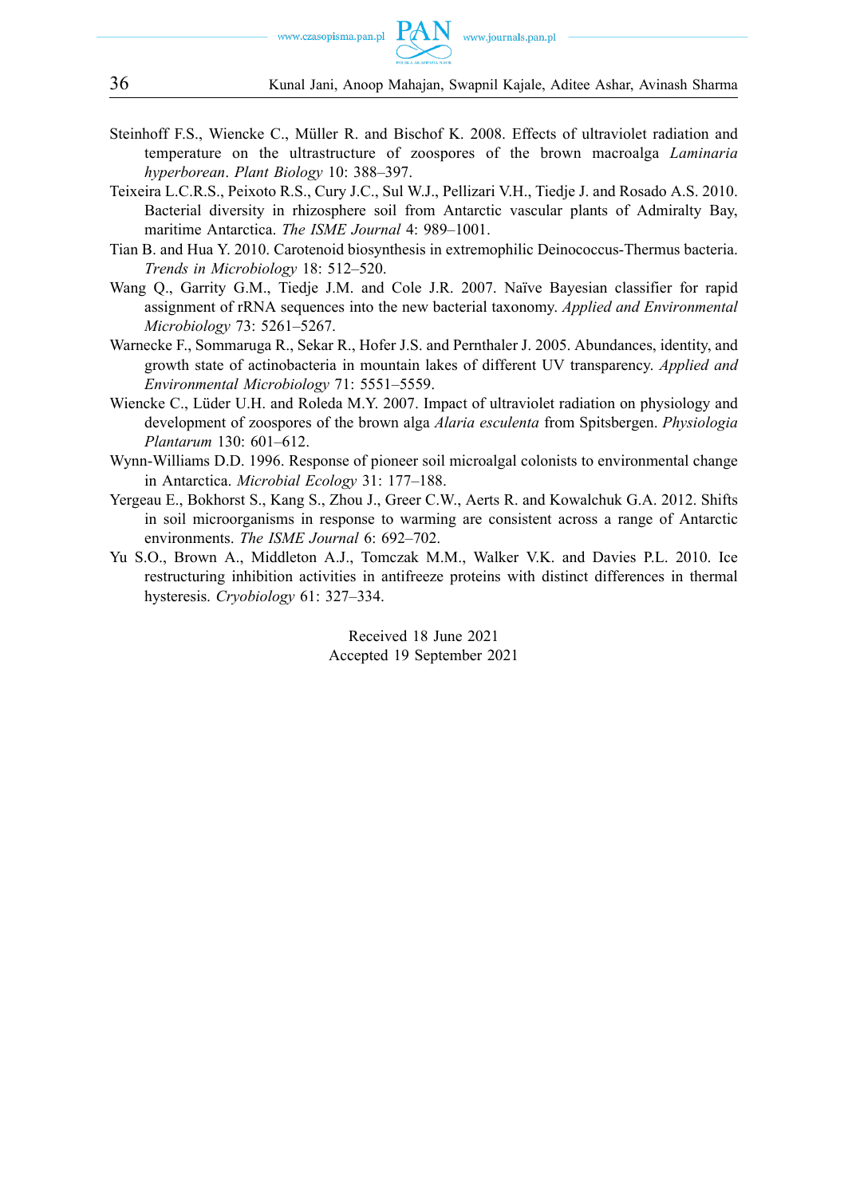Steinhoff F.S., Wiencke C., Müller R. and Bischof K. 2008. Effects of ultraviolet radiation and temperature on the ultrastructure of zoospores of the brown macroalga *Laminaria hyperborean*. *Plant Biology* 10: 388–397.

Teixeira L.C.R.S., Peixoto R.S., Cury J.C., Sul W.J., Pellizari V.H., Tiedje J. and Rosado A.S. 2010. Bacterial diversity in rhizosphere soil from Antarctic vascular plants of Admiralty Bay, maritime Antarctica. *The ISME Journal* 4: 989–1001.

Tian B. and Hua Y. 2010. Carotenoid biosynthesis in extremophilic Deinococcus-Thermus bacteria. *Trends in Microbiology* 18: 512–520.

Wang Q., Garrity G.M., Tiedje J.M. and Cole J.R. 2007. Naïve Bayesian classifier for rapid assignment of rRNA sequences into the new bacterial taxonomy. *Applied and Environmental Microbiology* 73: 5261–5267.

Warnecke F., Sommaruga R., Sekar R., Hofer J.S. and Pernthaler J. 2005. Abundances, identity, and growth state of actinobacteria in mountain lakes of different UV transparency. *Applied and Environmental Microbiology* 71: 5551–5559.

Wiencke C., Lüder U.H. and Roleda M.Y. 2007. Impact of ultraviolet radiation on physiology and development of zoospores of the brown alga *Alaria esculenta* from Spitsbergen. *Physiologia Plantarum* 130: 601–612.

Wynn-Williams D.D. 1996. Response of pioneer soil microalgal colonists to environmental change in Antarctica. *Microbial Ecology* 31: 177–188.

Yergeau E., Bokhorst S., Kang S., Zhou J., Greer C.W., Aerts R. and Kowalchuk G.A. 2012. Shifts in soil microorganisms in response to warming are consistent across a range of Antarctic environments. *The ISME Journal* 6: 692–702.

Yu S.O., Brown A., Middleton A.J., Tomczak M.M., Walker V.K. and Davies P.L. 2010. Ice restructuring inhibition activities in antifreeze proteins with distinct differences in thermal hysteresis. *Cryobiology* 61: 327–334.

Received 18 June 2021
Accepted 19 September 2021